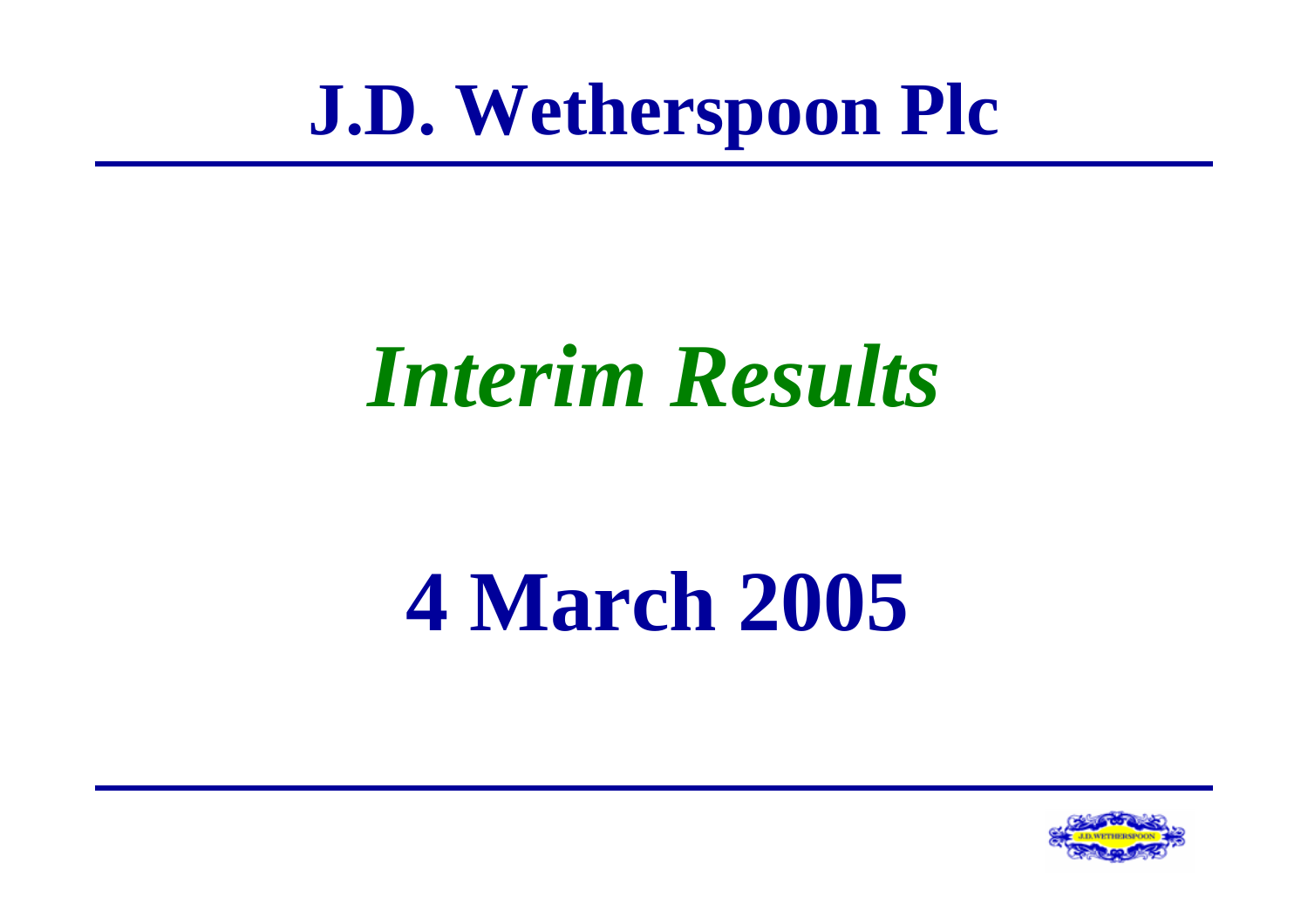# J.D. Wetherspoon Plc

## *Interim Results*

## 4 March 2005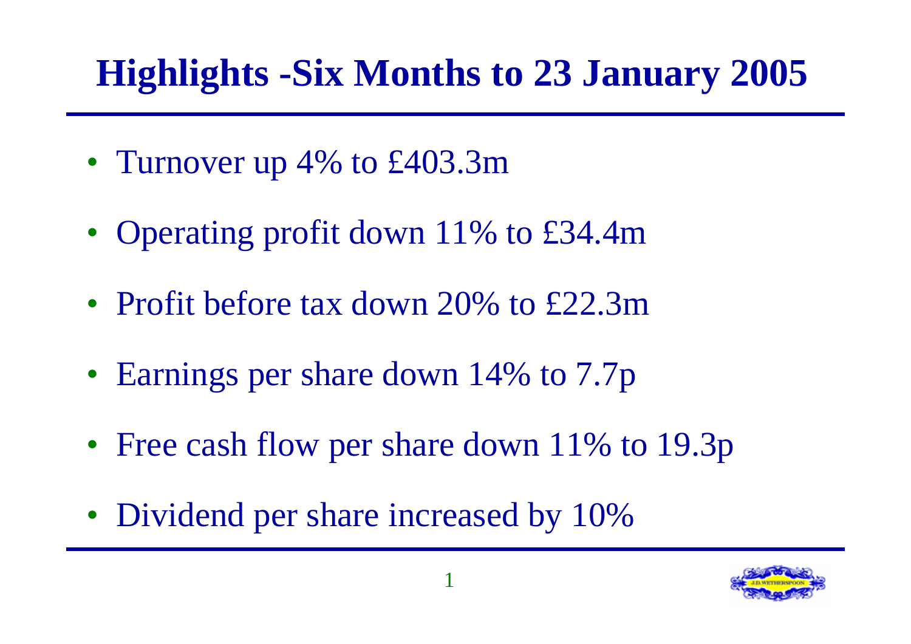# Highlights -Six Months to 23 January 2005

- Turnover up 4% to £403.3m
- Operating profit down 11% to £34.4m
- Profit before tax down 20% to £22.3m
- Earnings per share down 14% to 7.7p
- Free cash flow per share down 11% to 19.3p
- Dividend per share increased by 10%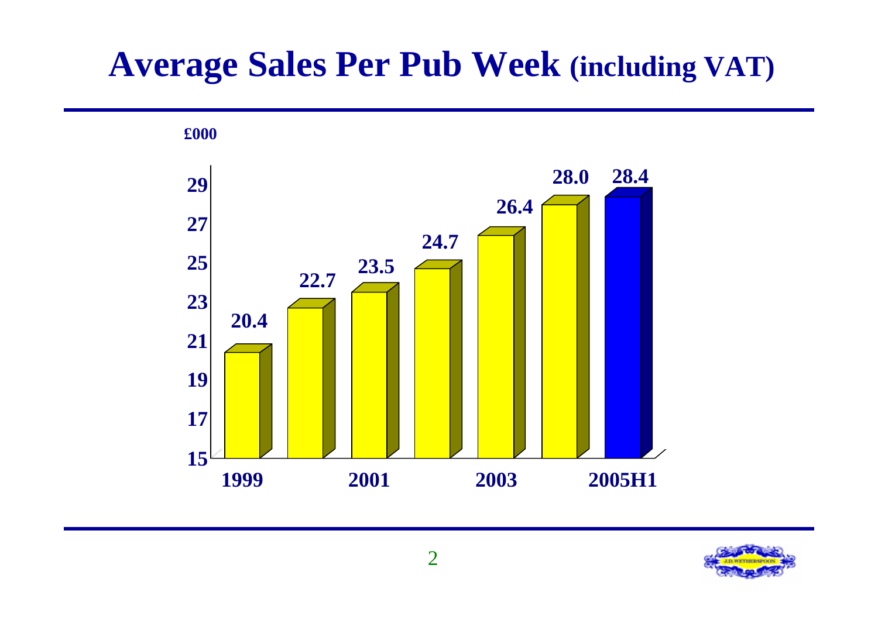# Average Sales Per Pub Week (including VAT)

£000

| Year | Sales (£000) |
| --- | --- |
| 1999 | 20.4 |
| 2000 | 22.7 |
| 2001 | 23.5 |
| 2002 | 24.7 |
| 2003 | 26.4 |
| 2004 | 28.0 |
| 2005H1 | 28.4 |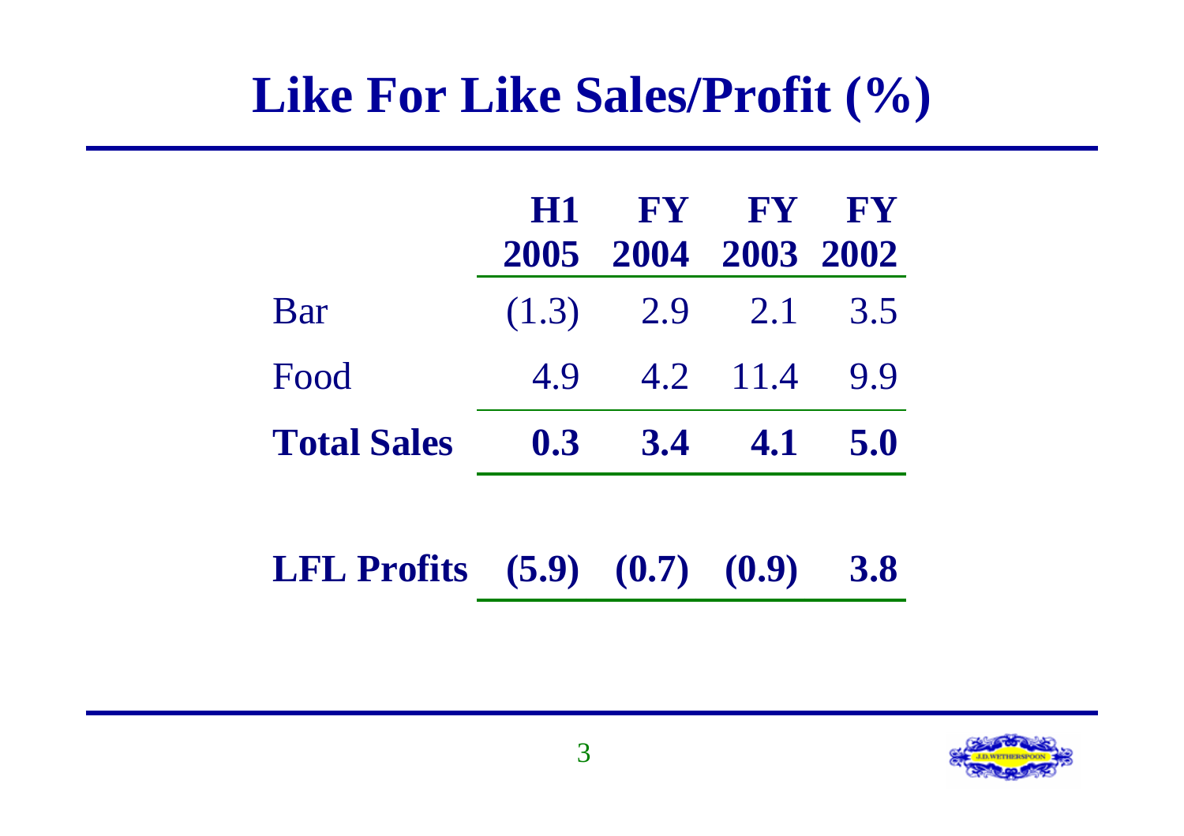# Like For Like Sales/Profit (%)

| | H1 2005 | FY 2004 | FY 2003 | FY 2002 |
|---|---|---|---|---|
| Bar | (1.3) | 2.9 | 2.1 | 3.5 |
| Food | 4.9 | 4.2 | 11.4 | 9.9 |
| **Total Sales** | **0.3** | **3.4** | **4.1** | **5.0** |
| | | | | |
| **LFL Profits** | **(5.9)** | **(0.7)** | **(0.9)** | **3.8** |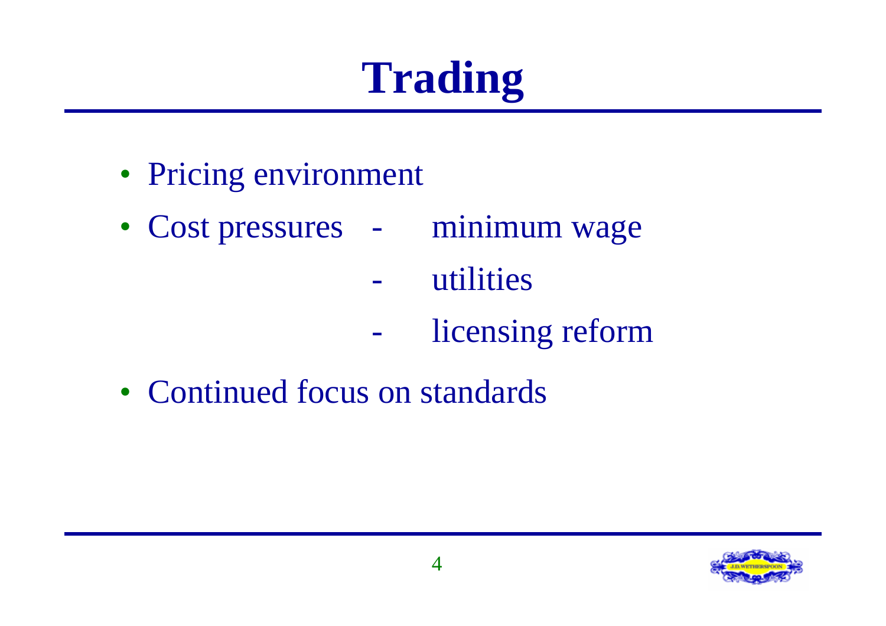# Trading

- Pricing environment
- Cost pressures
  - minimum wage
  - utilities
  - licensing reform
- Continued focus on standards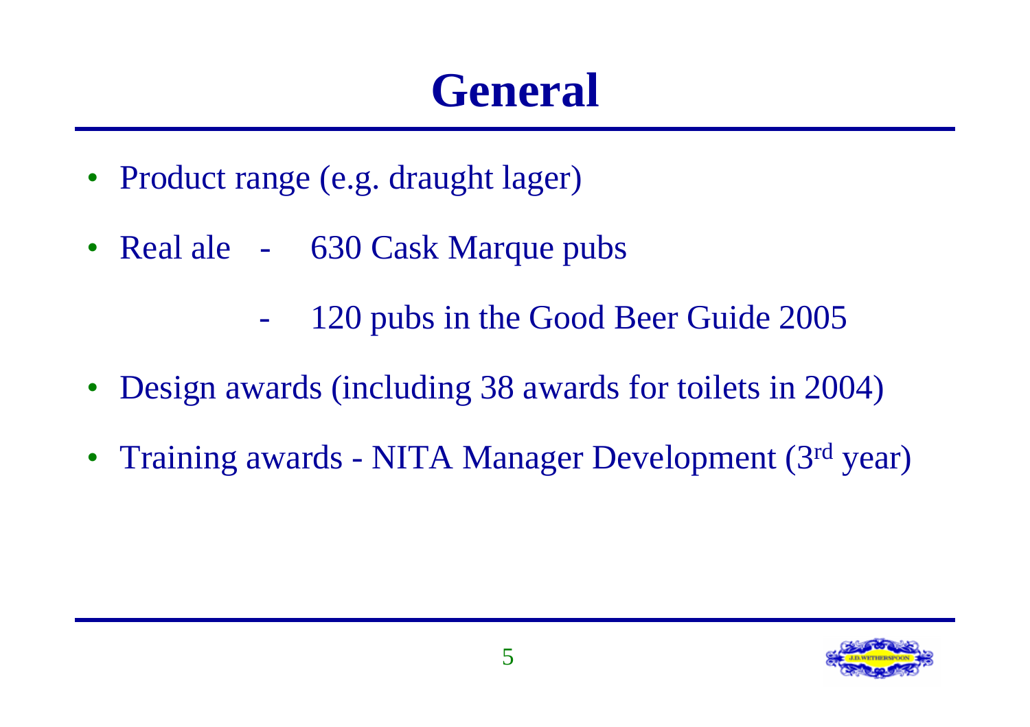# General

- Product range (e.g. draught lager)
- Real ale - 630 Cask Marque pubs
  - 120 pubs in the Good Beer Guide 2005
- Design awards (including 38 awards for toilets in 2004)
- Training awards - NITA Manager Development (3rd year)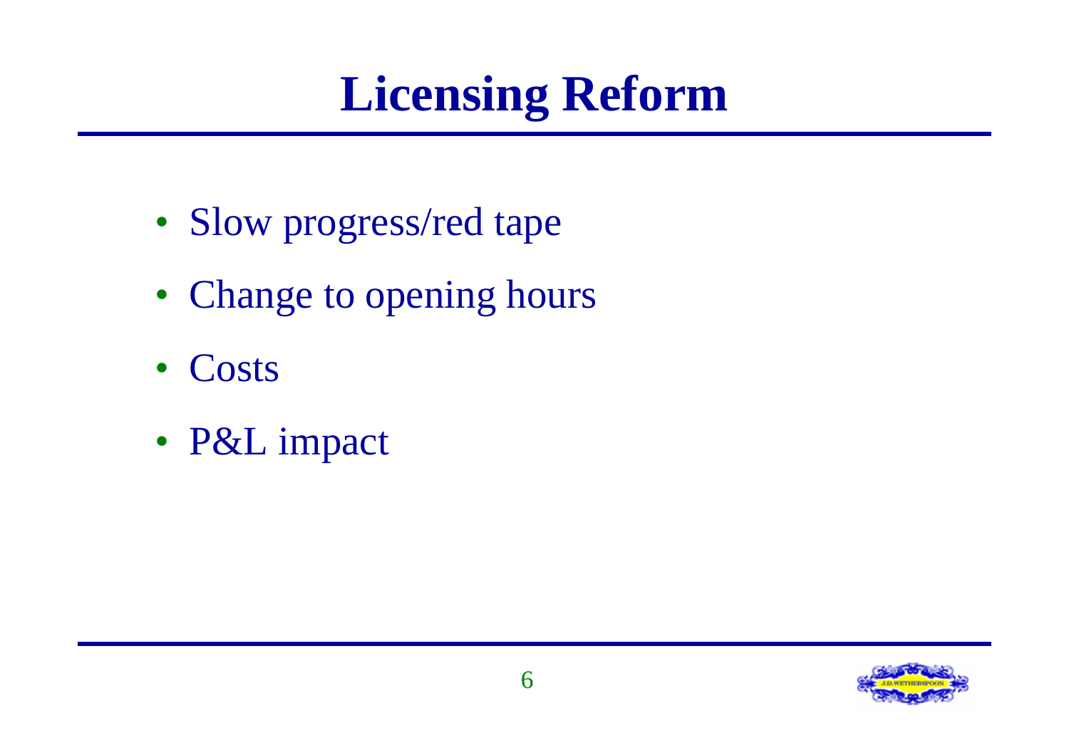# Licensing Reform

- Slow progress/red tape
- Change to opening hours
- Costs
- P&L impact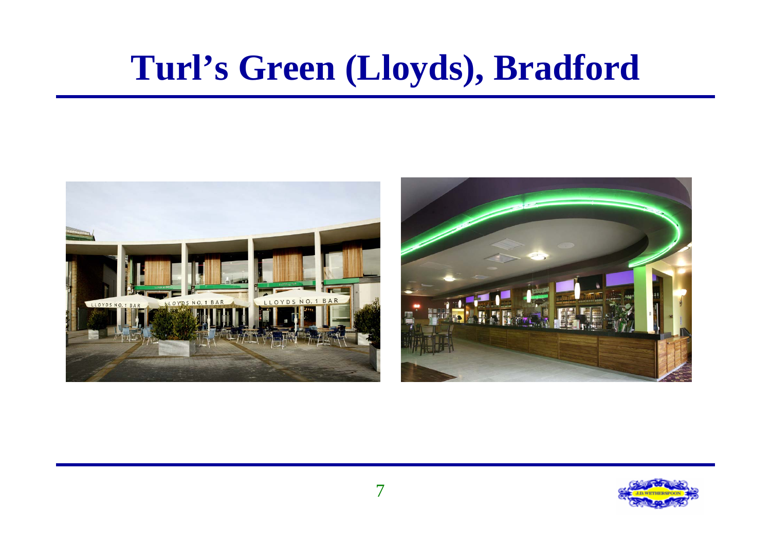# Turl's Green (Lloyds), Bradford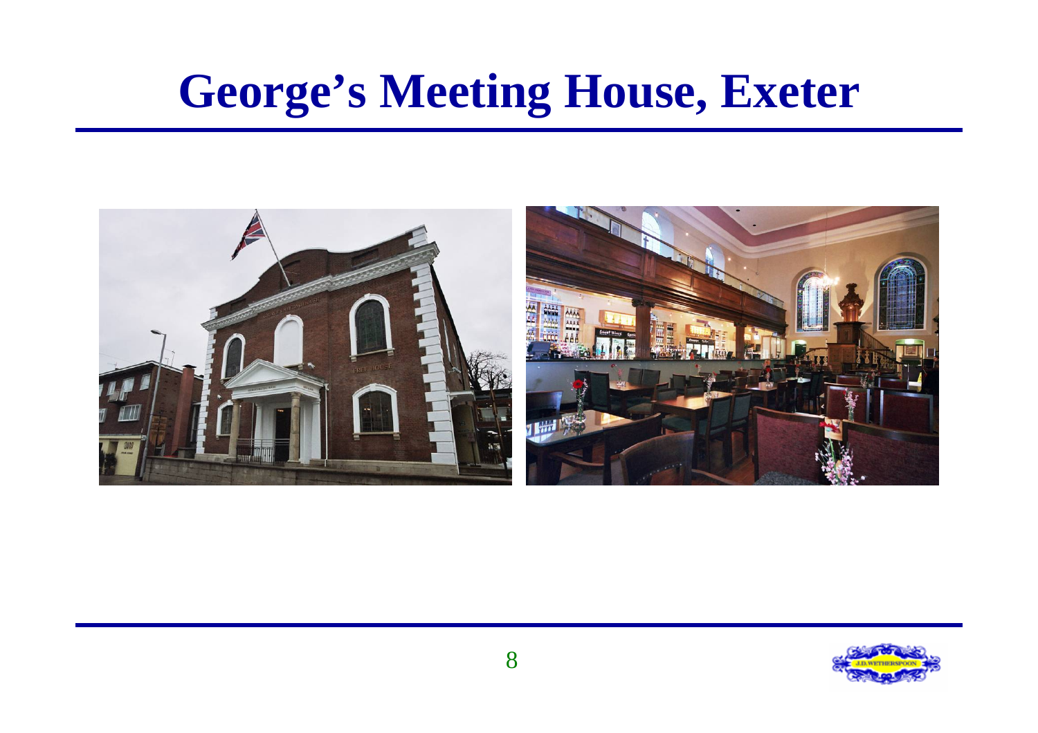# George’s Meeting House, Exeter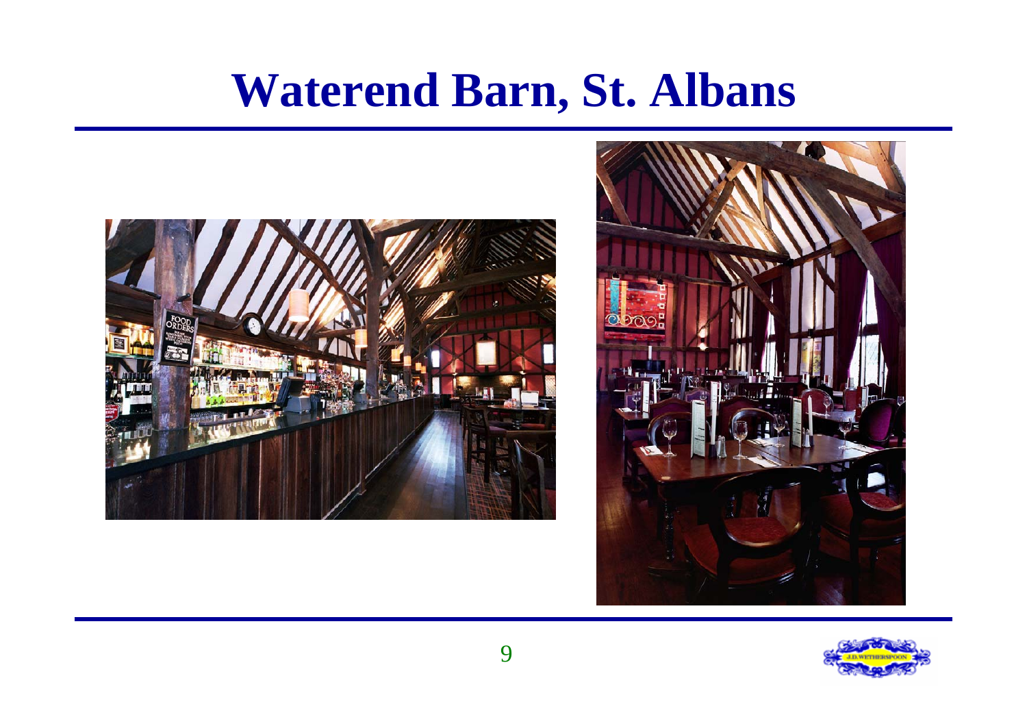# Waterend Barn, St. Albans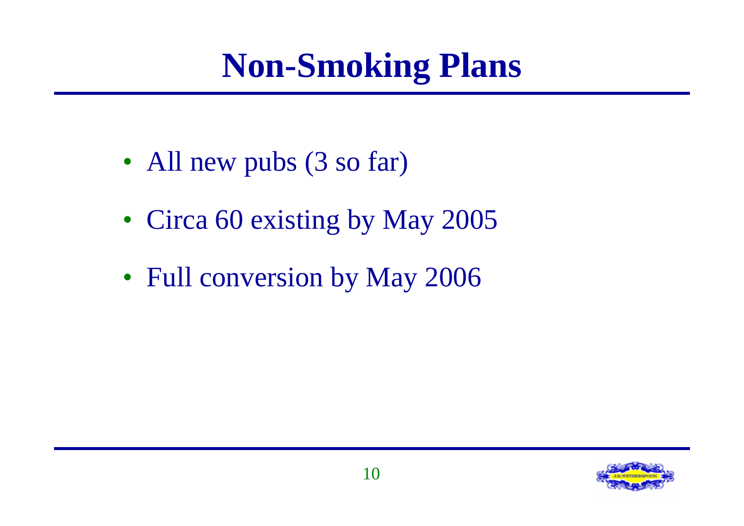# Non-Smoking Plans

- All new pubs (3 so far)
- Circa 60 existing by May 2005
- Full conversion by May 2006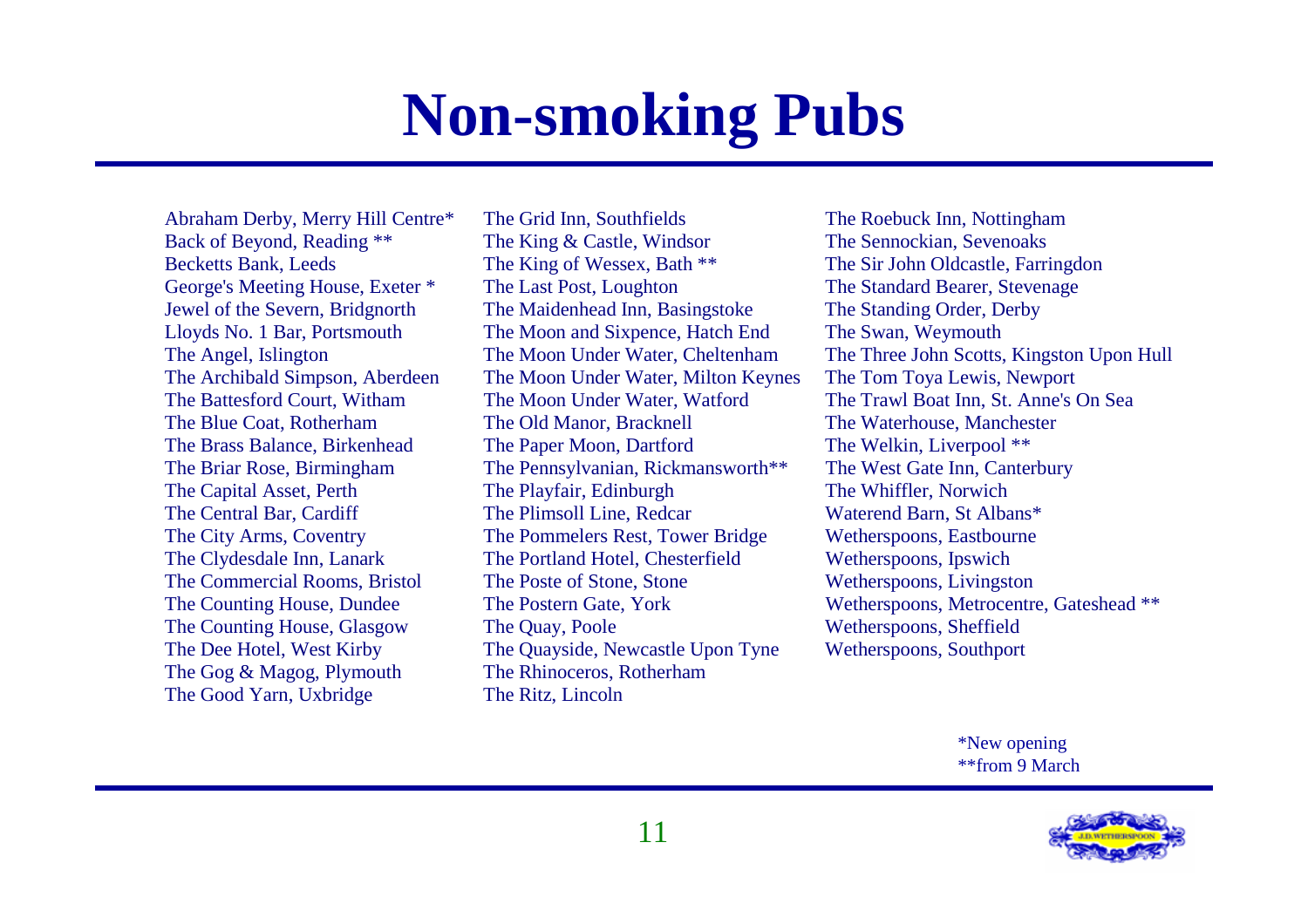# Non-smoking Pubs

- Abraham Derby, Merry Hill Centre*
- Back of Beyond, Reading **
- Becketts Bank, Leeds
- George's Meeting House, Exeter *
- Jewel of the Severn, Bridgnorth
- Lloyds No. 1 Bar, Portsmouth
- The Angel, Islington
- The Archibald Simpson, Aberdeen
- The Battesford Court, Witham
- The Blue Coat, Rotherham
- The Brass Balance, Birkenhead
- The Briar Rose, Birmingham
- The Capital Asset, Perth
- The Central Bar, Cardiff
- The City Arms, Coventry
- The Clydesdale Inn, Lanark
- The Commercial Rooms, Bristol
- The Counting House, Dundee
- The Counting House, Glasgow
- The Dee Hotel, West Kirby
- The Gog & Magog, Plymouth
- The Good Yarn, Uxbridge
- The Grid Inn, Southfields
- The King & Castle, Windsor
- The King of Wessex, Bath **
- The Last Post, Loughton
- The Maidenhead Inn, Basingstoke
- The Moon and Sixpence, Hatch End
- The Moon Under Water, Cheltenham
- The Moon Under Water, Milton Keynes
- The Moon Under Water, Watford
- The Old Manor, Bracknell
- The Paper Moon, Dartford
- The Pennsylvanian, Rickmansworth**
- The Playfair, Edinburgh
- The Plimsoll Line, Redcar
- The Pommelers Rest, Tower Bridge
- The Portland Hotel, Chesterfield
- The Poste of Stone, Stone
- The Postern Gate, York
- The Quay, Poole
- The Quayside, Newcastle Upon Tyne
- The Rhinoceros, Rotherham
- The Ritz, Lincoln
- The Roebuck Inn, Nottingham
- The Sennockian, Sevenoaks
- The Sir John Oldcastle, Farringdon
- The Standard Bearer, Stevenage
- The Standing Order, Derby
- The Swan, Weymouth
- The Three John Scotts, Kingston Upon Hull
- The Tom Toya Lewis, Newport
- The Trawl Boat Inn, St. Anne's On Sea
- The Waterhouse, Manchester
- The Welkin, Liverpool **
- The West Gate Inn, Canterbury
- The Whiffler, Norwich
- Waterend Barn, St Albans*
- Wetherspoons, Eastbourne
- Wetherspoons, Ipswich
- Wetherspoons, Livingston
- Wetherspoons, Metrocentre, Gateshead **
- Wetherspoons, Sheffield
- Wetherspoons, Southport

*New opening
**from 9 March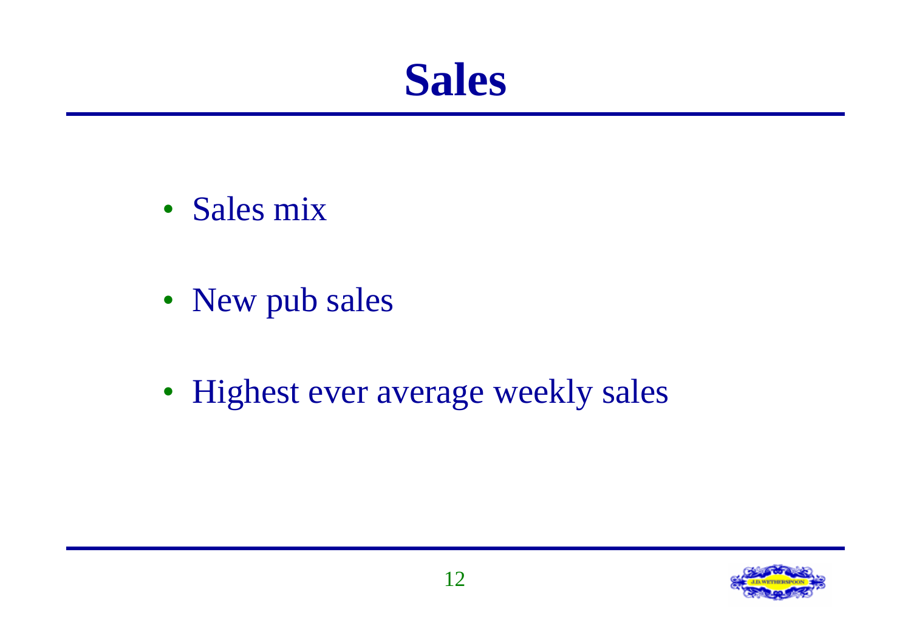# Sales

- Sales mix
- New pub sales
- Highest ever average weekly sales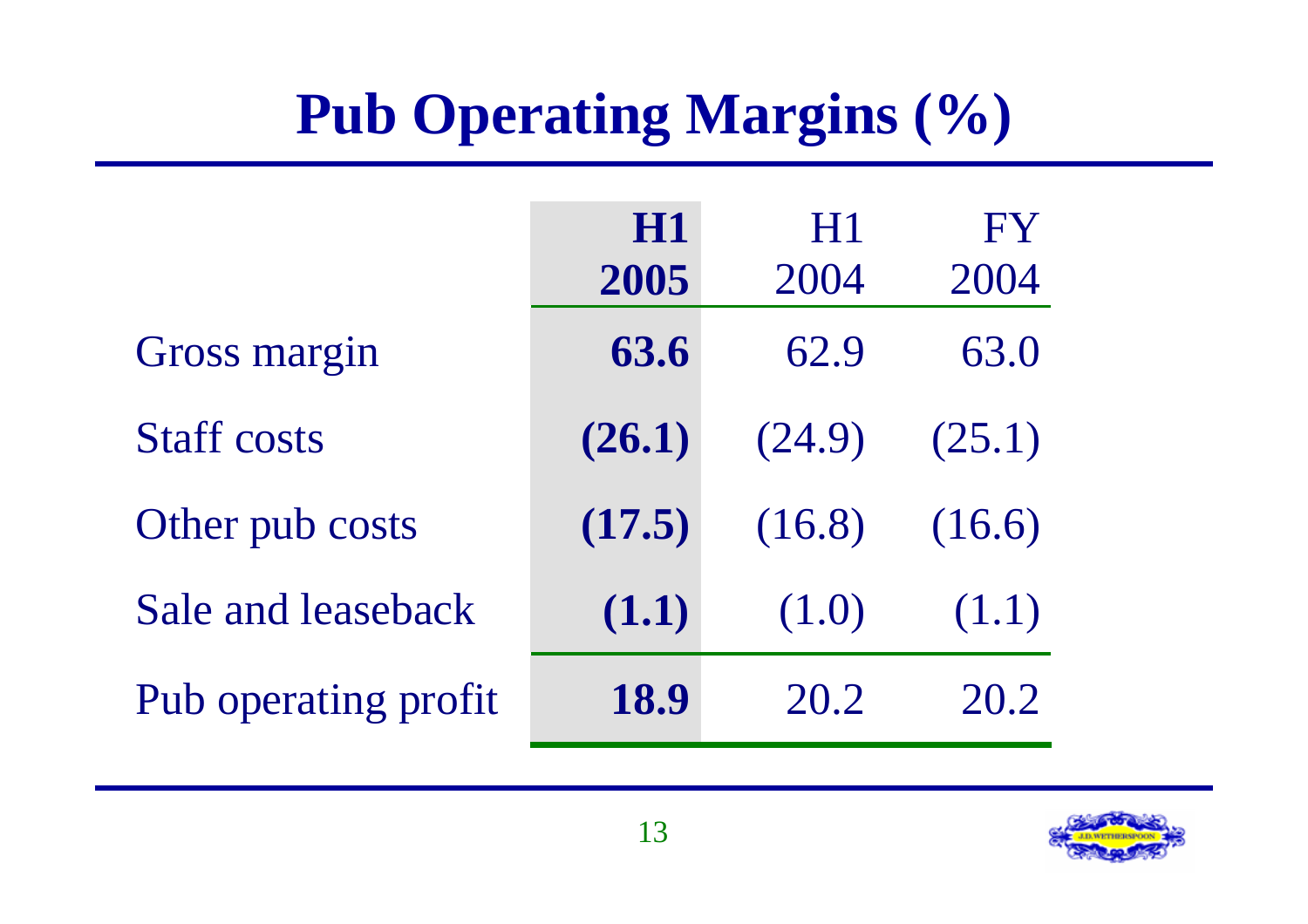# Pub Operating Margins (%)

| | **H1 2005** | H1 2004 | FY 2004 |
|---|---|---|---|
| Gross margin | **63.6** | 62.9 | 63.0 |
| Staff costs | **(26.1)** | (24.9) | (25.1) |
| Other pub costs | **(17.5)** | (16.8) | (16.6) |
| Sale and leaseback | **(1.1)** | (1.0) | (1.1) |
| Pub operating profit | **18.9** | 20.2 | 20.2 |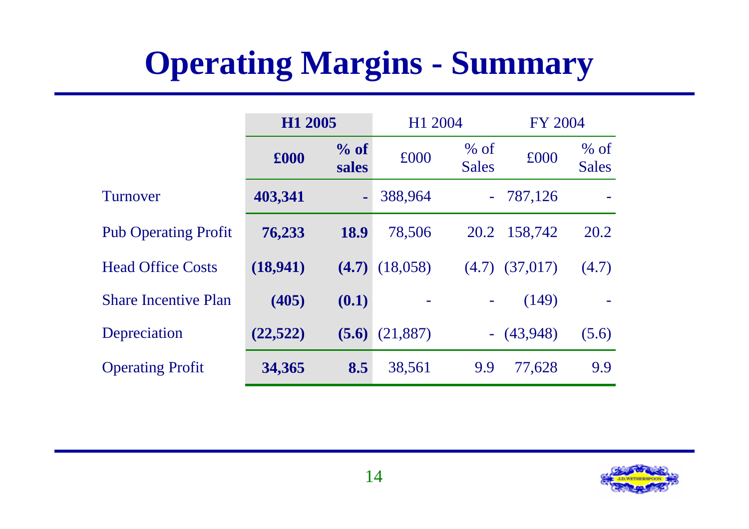# Operating Margins - Summary

| | H1 2005 | | H1 2004 | | FY 2004 | |
|---|---|---|---|---|---|---|
| | **£000** | **% of sales** | £000 | % of Sales | £000 | % of Sales |
| Turnover | **403,341** | **-** | 388,964 | - | 787,126 | - |
| Pub Operating Profit | **76,233** | **18.9** | 78,506 | 20.2 | 158,742 | 20.2 |
| Head Office Costs | **(18,941)** | **(4.7)** | (18,058) | (4.7) | (37,017) | (4.7) |
| Share Incentive Plan | **(405)** | **(0.1)** | - | - | (149) | - |
| Depreciation | **(22,522)** | **(5.6)** | (21,887) | - | (43,948) | (5.6) |
| Operating Profit | **34,365** | **8.5** | 38,561 | 9.9 | 77,628 | 9.9 |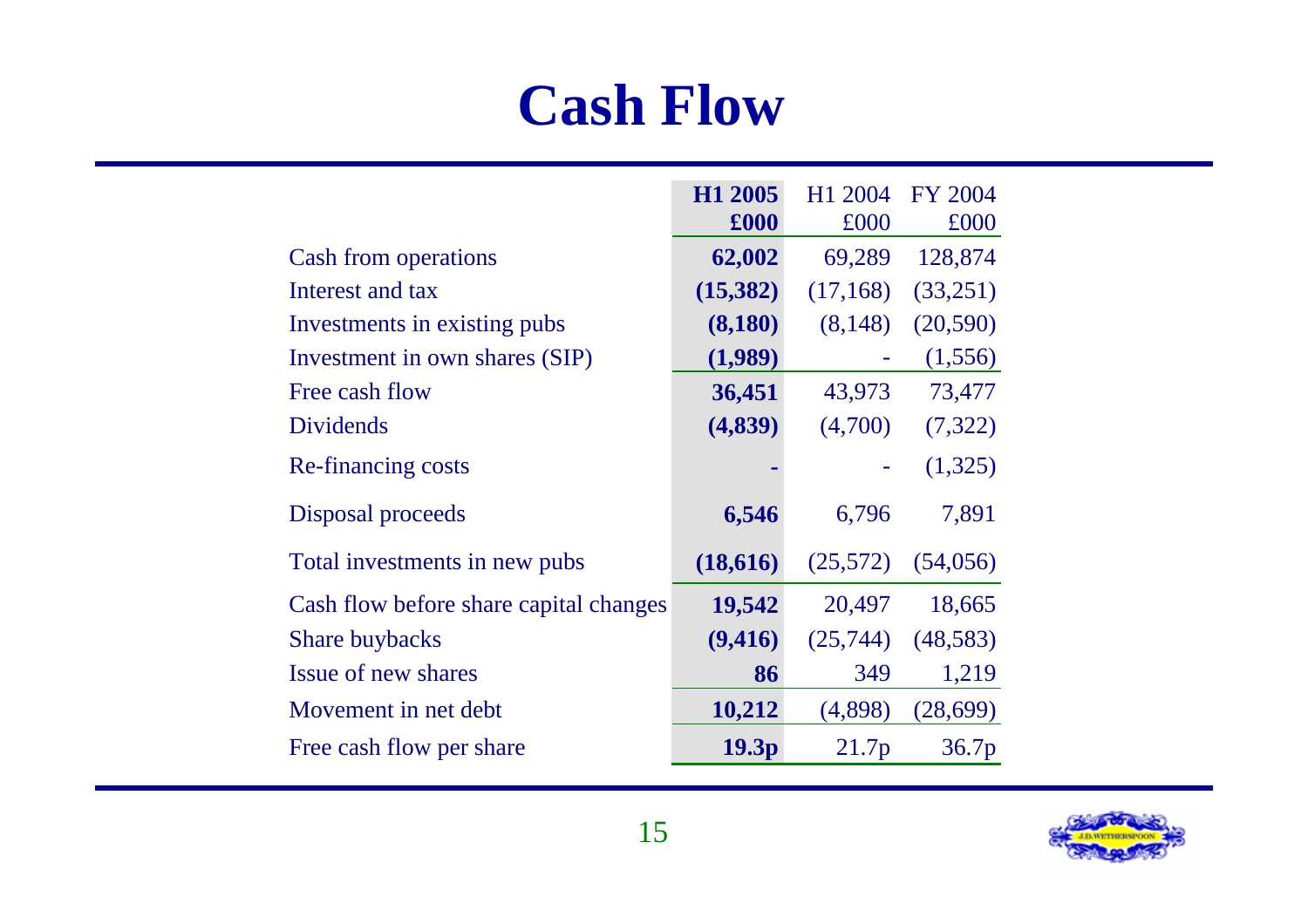# Cash Flow

| | H1 2005 £000 | H1 2004 £000 | FY 2004 £000 |
|---|---|---|---|
| Cash from operations | **62,002** | 69,289 | 128,874 |
| Interest and tax | **(15,382)** | (17,168) | (33,251) |
| Investments in existing pubs | **(8,180)** | (8,148) | (20,590) |
| Investment in own shares (SIP) | **(1,989)** | - | (1,556) |
| Free cash flow | **36,451** | 43,973 | 73,477 |
| Dividends | **(4,839)** | (4,700) | (7,322) |
| Re-financing costs | **-** | - | (1,325) |
| Disposal proceeds | **6,546** | 6,796 | 7,891 |
| Total investments in new pubs | **(18,616)** | (25,572) | (54,056) |
| Cash flow before share capital changes | **19,542** | 20,497 | 18,665 |
| Share buybacks | **(9,416)** | (25,744) | (48,583) |
| Issue of new shares | **86** | 349 | 1,219 |
| Movement in net debt | **10,212** | (4,898) | (28,699) |
| Free cash flow per share | **19.3p** | 21.7p | 36.7p |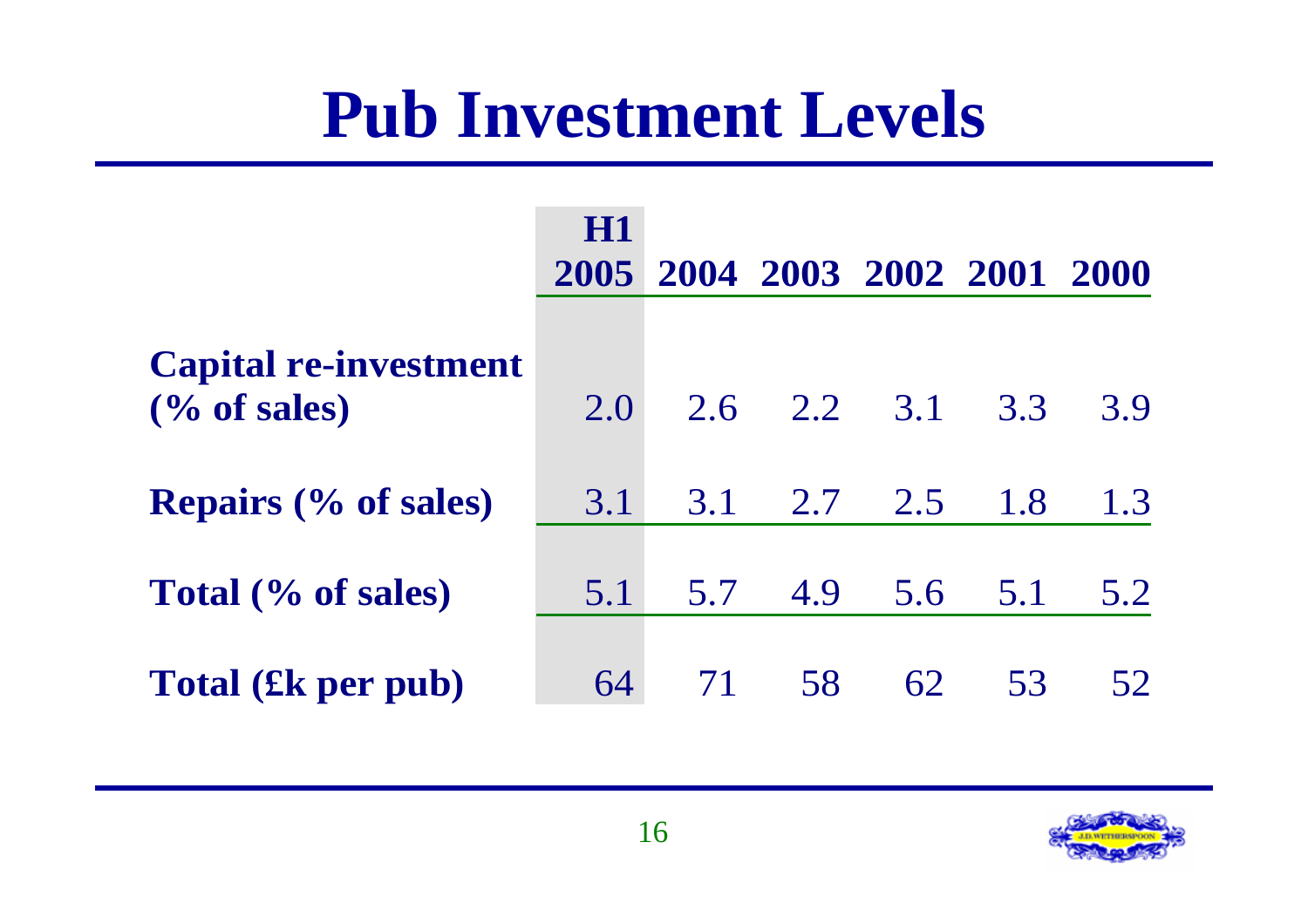# Pub Investment Levels

| | H1 2005 | 2004 | 2003 | 2002 | 2001 | 2000 |
|---|---|---|---|---|---|---|
| **Capital re-investment (% of sales)** | 2.0 | 2.6 | 2.2 | 3.1 | 3.3 | 3.9 |
| **Repairs (% of sales)** | 3.1 | 3.1 | 2.7 | 2.5 | 1.8 | 1.3 |
| **Total (% of sales)** | 5.1 | 5.7 | 4.9 | 5.6 | 5.1 | 5.2 |
| **Total (£k per pub)** | 64 | 71 | 58 | 62 | 53 | 52 |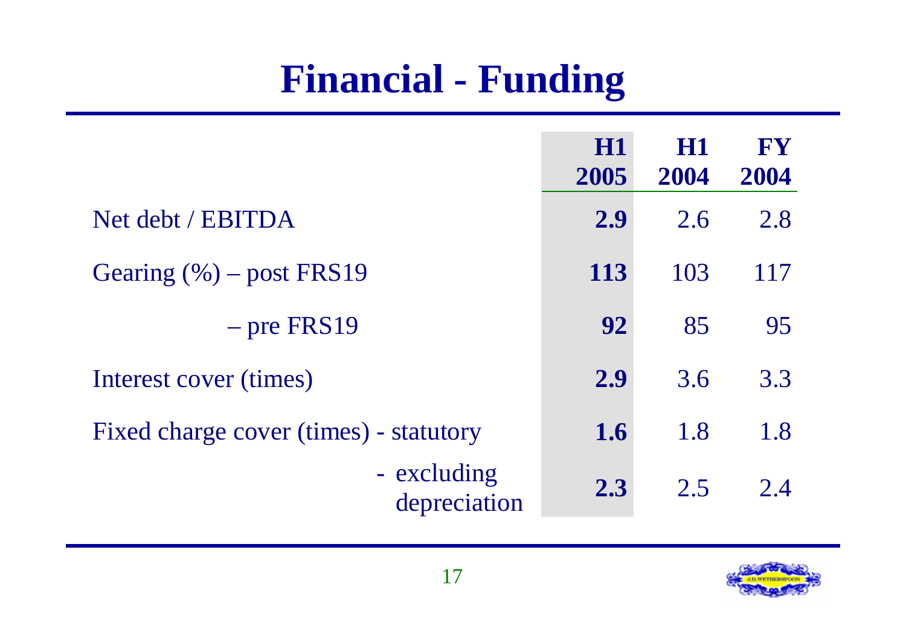# Financial - Funding

| | **H1 2005** | **H1 2004** | **FY 2004** |
|---|---|---|---|
| Net debt / EBITDA | **2.9** | 2.6 | 2.8 |
| Gearing (%) – post FRS19 | **113** | 103 | 117 |
| – pre FRS19 | **92** | 85 | 95 |
| Interest cover (times) | **2.9** | 3.6 | 3.3 |
| Fixed charge cover (times) - statutory | **1.6** | 1.8 | 1.8 |
| - excluding depreciation | **2.3** | 2.5 | 2.4 |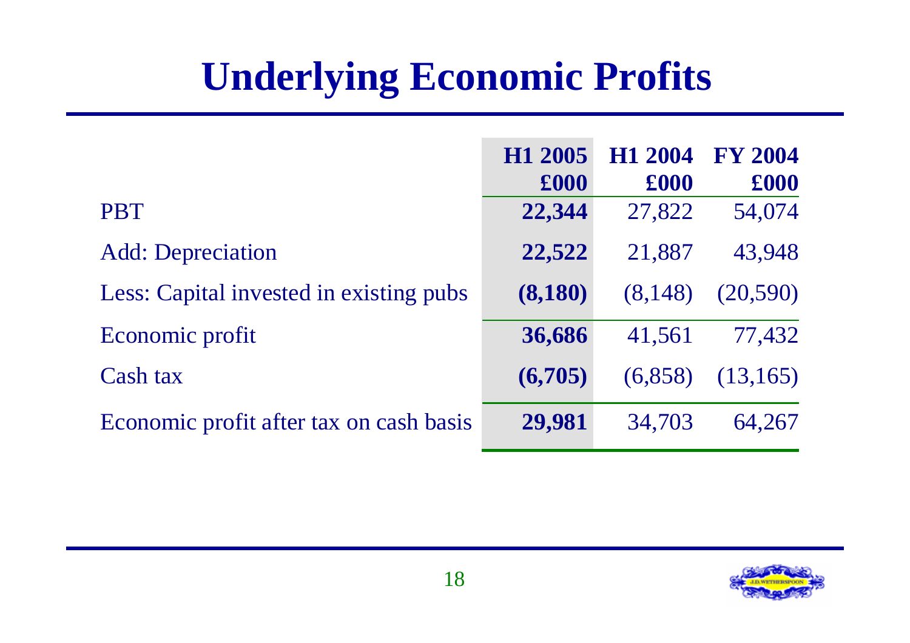# Underlying Economic Profits

| | H1 2005 £000 | H1 2004 £000 | FY 2004 £000 |
|---|---|---|---|
| PBT | **22,344** | 27,822 | 54,074 |
| Add: Depreciation | **22,522** | 21,887 | 43,948 |
| Less: Capital invested in existing pubs | **(8,180)** | (8,148) | (20,590) |
| Economic profit | **36,686** | 41,561 | 77,432 |
| Cash tax | **(6,705)** | (6,858) | (13,165) |
| Economic profit after tax on cash basis | **29,981** | 34,703 | 64,267 |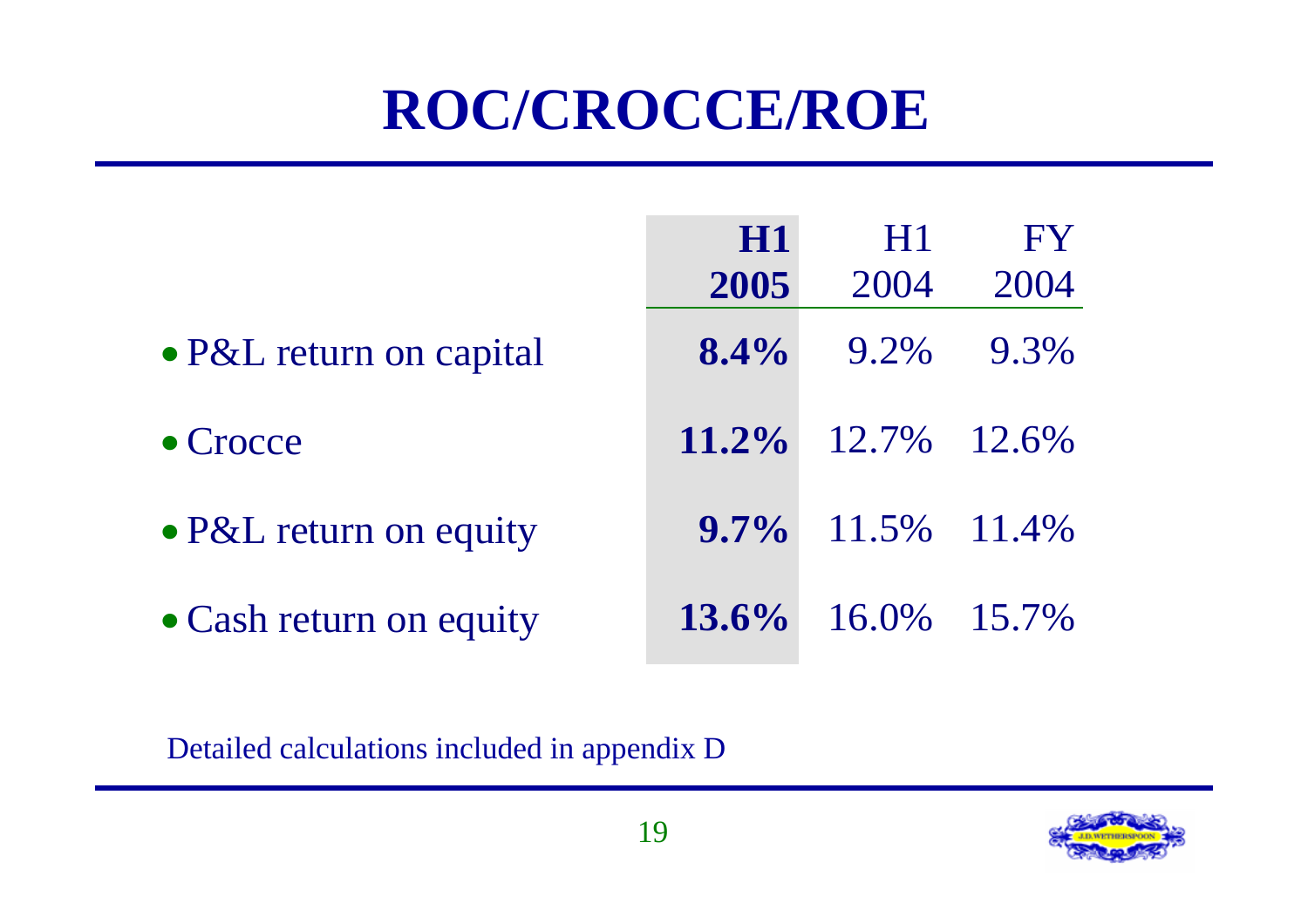# ROC/CROCCE/ROE

| | **H1 2005** | H1 2004 | FY 2004 |
|---|---|---|---|
| • P&L return on capital | **8.4%** | 9.2% | 9.3% |
| • Crocce | **11.2%** | 12.7% | 12.6% |
| • P&L return on equity | **9.7%** | 11.5% | 11.4% |
| • Cash return on equity | **13.6%** | 16.0% | 15.7% |

Detailed calculations included in appendix D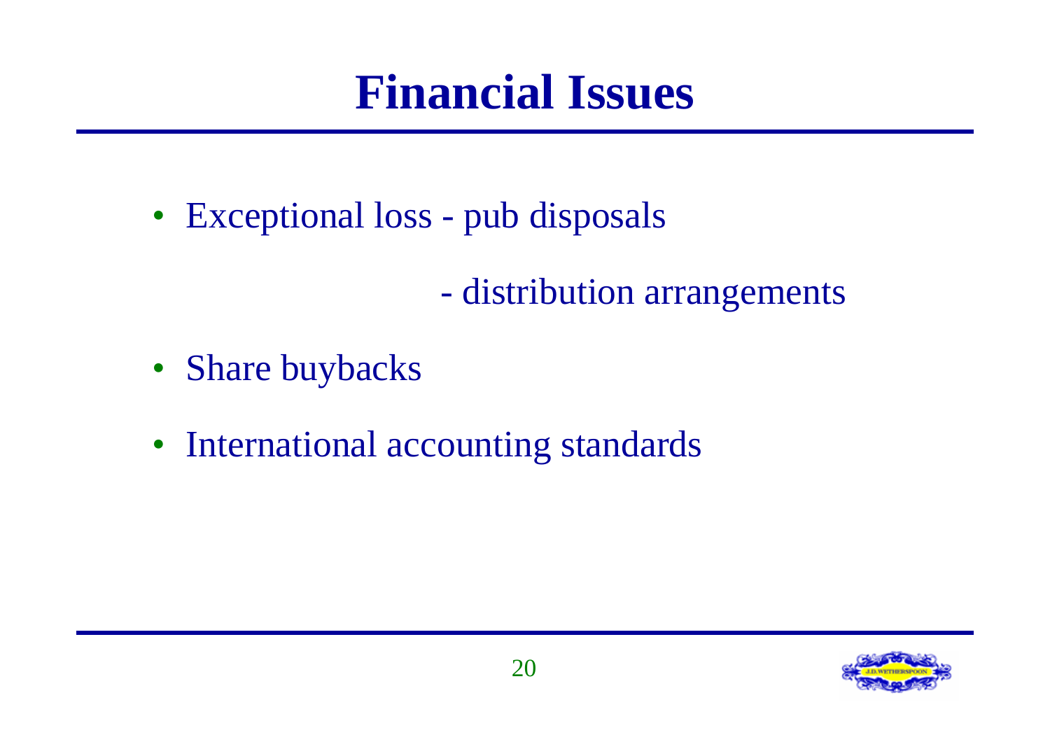# Financial Issues

- Exceptional loss - pub disposals

  - distribution arrangements

- Share buybacks
- International accounting standards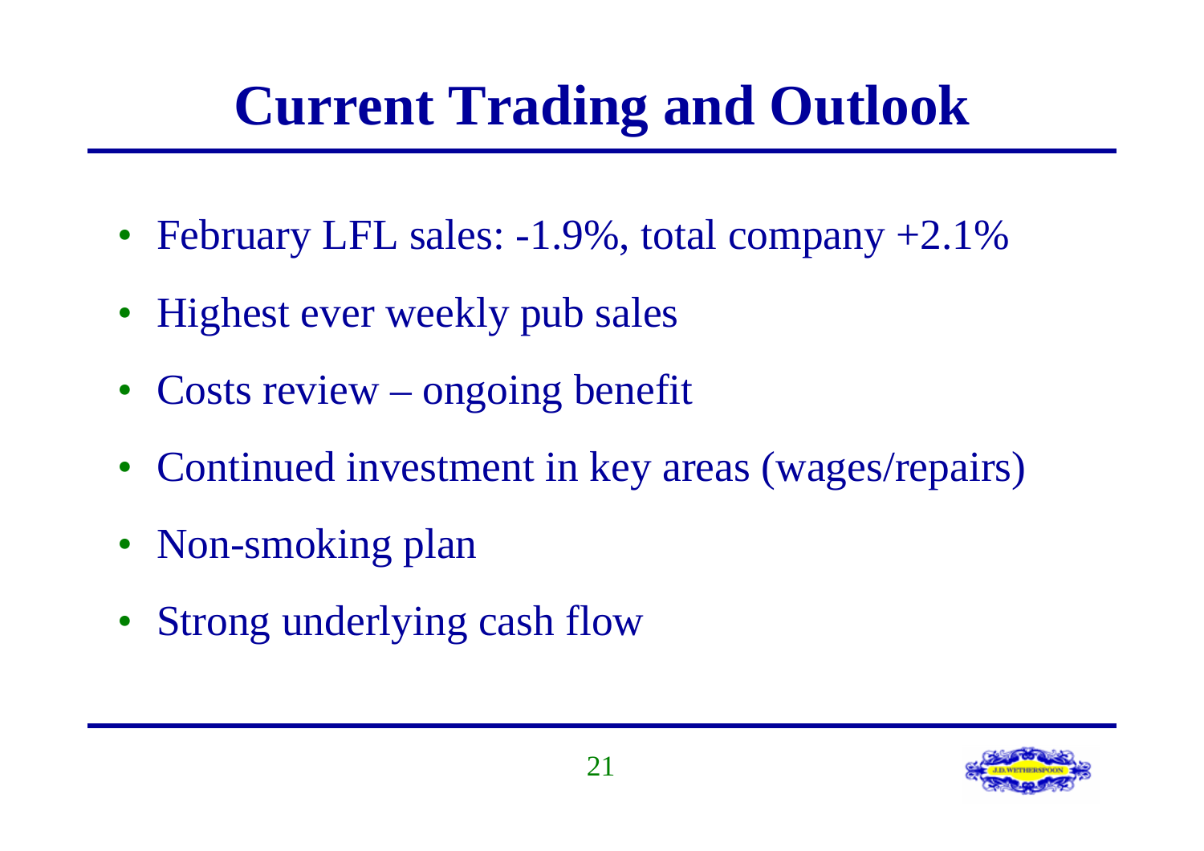# Current Trading and Outlook

- February LFL sales: -1.9%, total company +2.1%
- Highest ever weekly pub sales
- Costs review – ongoing benefit
- Continued investment in key areas (wages/repairs)
- Non-smoking plan
- Strong underlying cash flow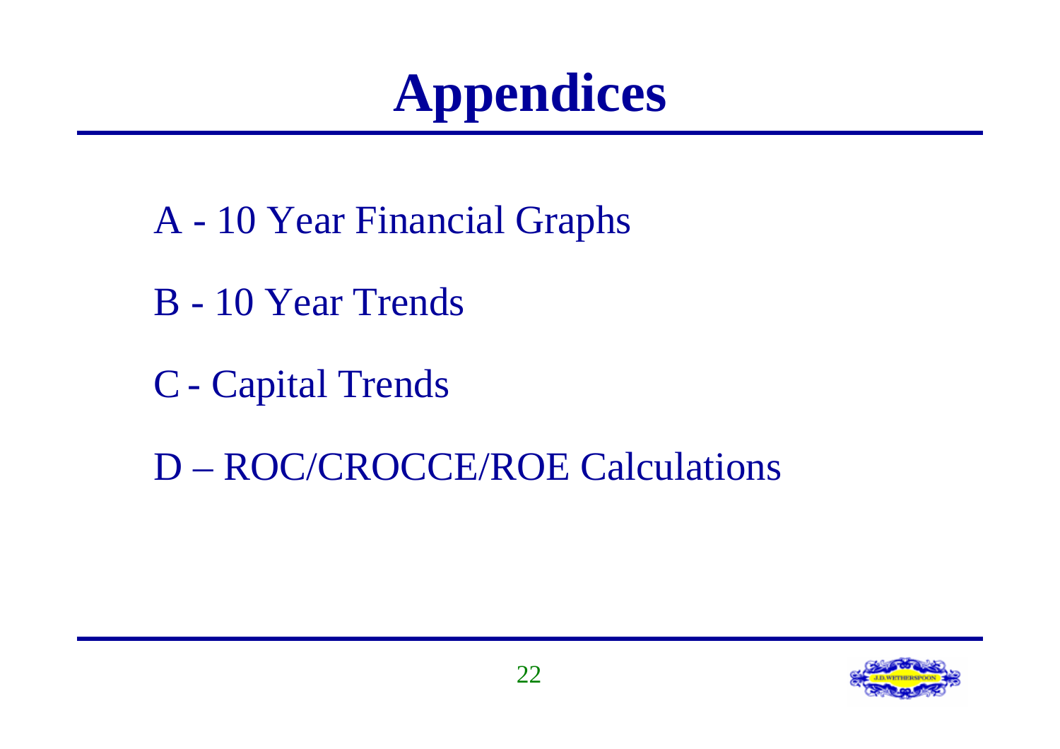# Appendices

A - 10 Year Financial Graphs

B - 10 Year Trends

C - Capital Trends

D – ROC/CROCCE/ROE Calculations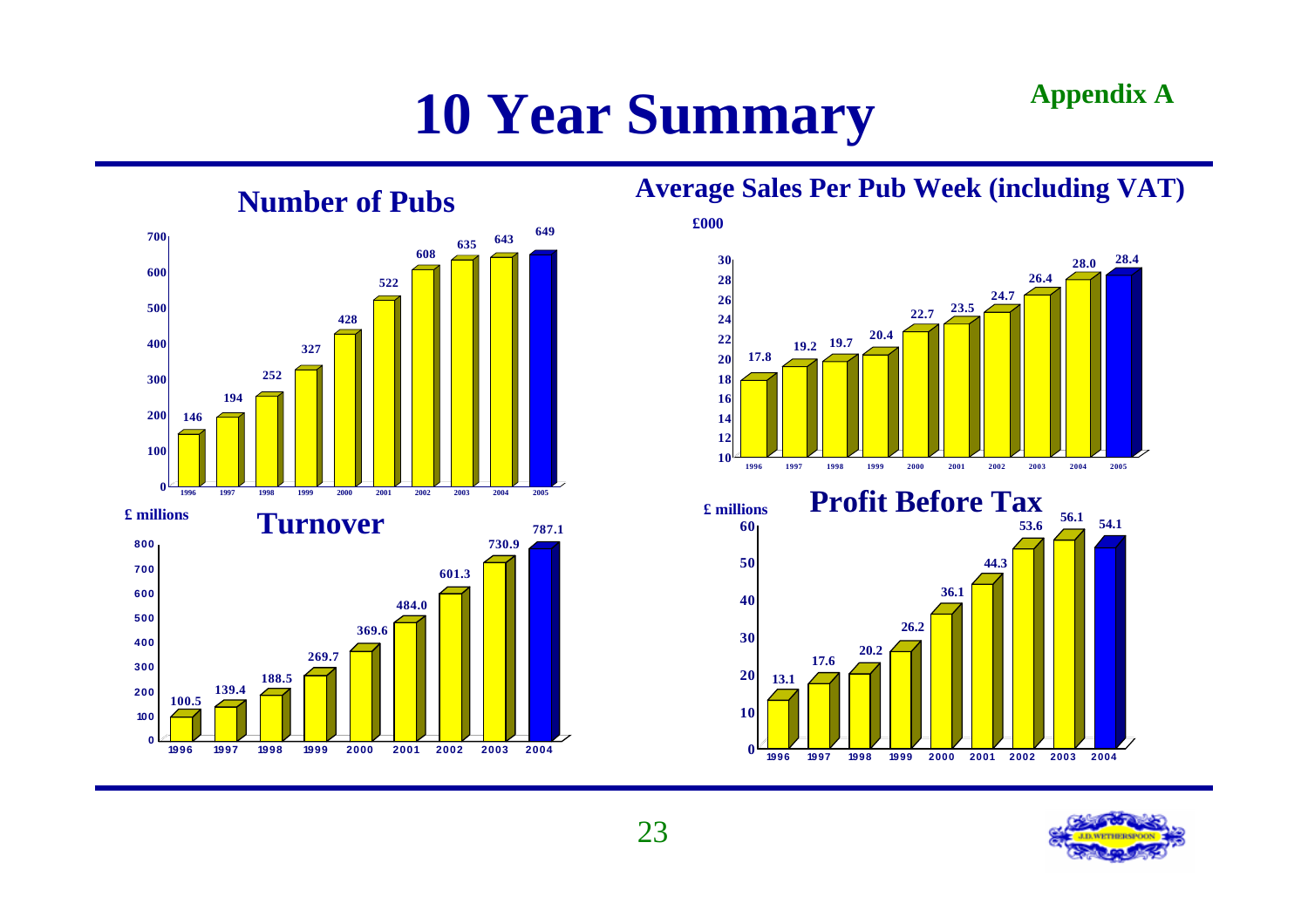# 10 Year Summary

**Appendix A**

## Number of Pubs

| Year | Number of Pubs |
|---|---|
| 1996 | 146 |
| 1997 | 194 |
| 1998 | 252 |
| 1999 | 327 |
| 2000 | 428 |
| 2001 | 522 |
| 2002 | 608 |
| 2003 | 635 |
| 2004 | 643 |
| 2005 | 649 |

## Average Sales Per Pub Week (including VAT)

£000

| Year | Average Sales Per Pub Week |
|---|---|
| 1996 | 17.8 |
| 1997 | 19.2 |
| 1998 | 19.7 |
| 1999 | 20.4 |
| 2000 | 22.7 |
| 2001 | 23.5 |
| 2002 | 24.7 |
| 2003 | 26.4 |
| 2004 | 28.0 |
| 2005 | 28.4 |

## Turnover

£ millions

| Year | Turnover |
|---|---|
| 1996 | 100.5 |
| 1997 | 139.4 |
| 1998 | 188.5 |
| 1999 | 269.7 |
| 2000 | 369.6 |
| 2001 | 484.0 |
| 2002 | 601.3 |
| 2003 | 730.9 |
| 2004 | 787.1 |

## Profit Before Tax

£ millions

| Year | Profit Before Tax |
|---|---|
| 1996 | 13.1 |
| 1997 | 17.6 |
| 1998 | 20.2 |
| 1999 | 26.2 |
| 2000 | 36.1 |
| 2001 | 44.3 |
| 2002 | 53.6 |
| 2003 | 56.1 |
| 2004 | 54.1 |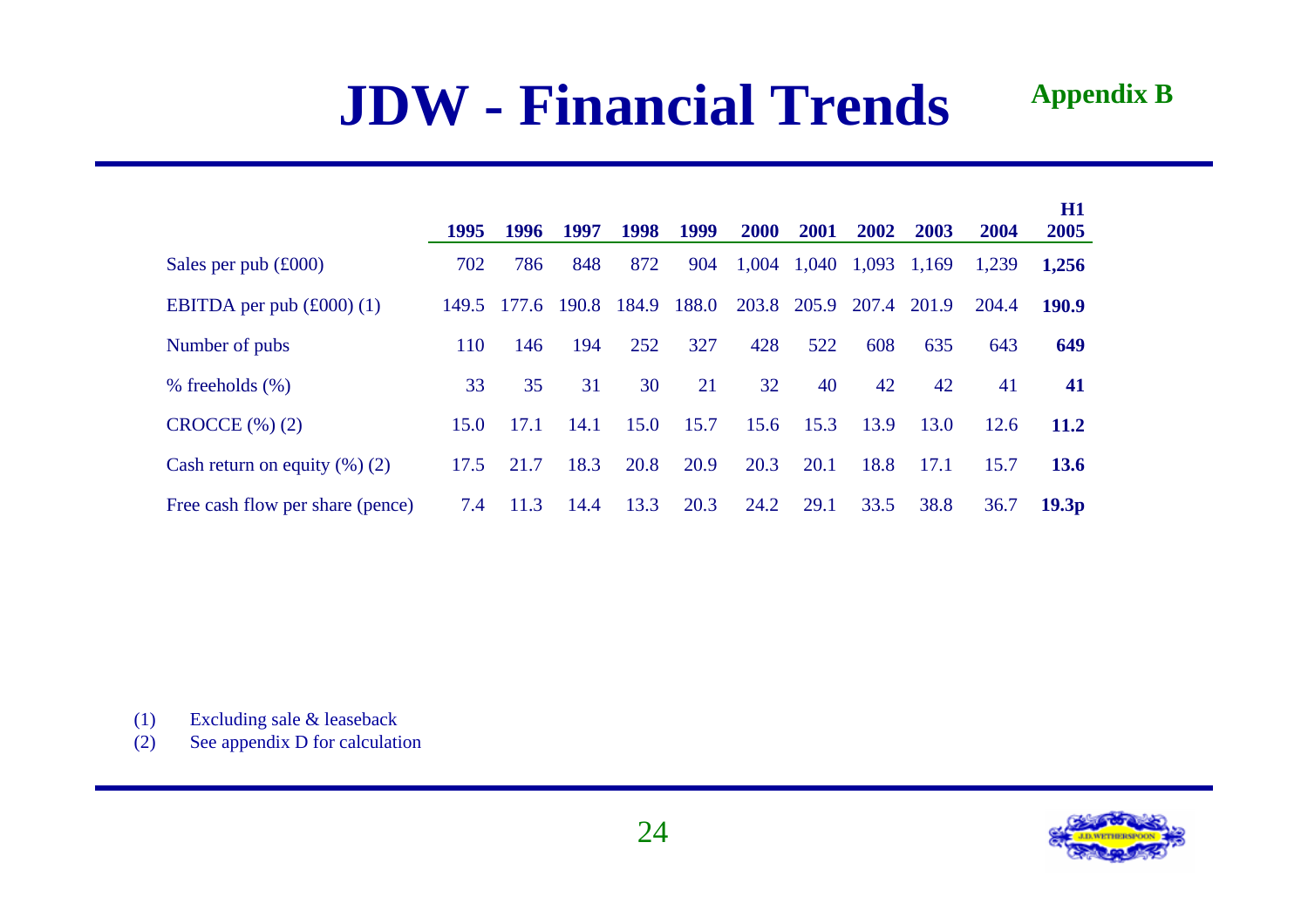# JDW - Financial Trends

**Appendix B**

| | 1995 | 1996 | 1997 | 1998 | 1999 | 2000 | 2001 | 2002 | 2003 | 2004 | H1 2005 |
|---|---|---|---|---|---|---|---|---|---|---|---|
| Sales per pub (£000) | 702 | 786 | 848 | 872 | 904 | 1,004 | 1,040 | 1,093 | 1,169 | 1,239 | **1,256** |
| EBITDA per pub (£000) (1) | 149.5 | 177.6 | 190.8 | 184.9 | 188.0 | 203.8 | 205.9 | 207.4 | 201.9 | 204.4 | **190.9** |
| Number of pubs | 110 | 146 | 194 | 252 | 327 | 428 | 522 | 608 | 635 | 643 | **649** |
| % freeholds (%) | 33 | 35 | 31 | 30 | 21 | 32 | 40 | 42 | 42 | 41 | **41** |
| CROCCE (%) (2) | 15.0 | 17.1 | 14.1 | 15.0 | 15.7 | 15.6 | 15.3 | 13.9 | 13.0 | 12.6 | **11.2** |
| Cash return on equity (%) (2) | 17.5 | 21.7 | 18.3 | 20.8 | 20.9 | 20.3 | 20.1 | 18.8 | 17.1 | 15.7 | **13.6** |
| Free cash flow per share (pence) | 7.4 | 11.3 | 14.4 | 13.3 | 20.3 | 24.2 | 29.1 | 33.5 | 38.8 | 36.7 | **19.3p** |

(1) Excluding sale & leaseback
(2) See appendix D for calculation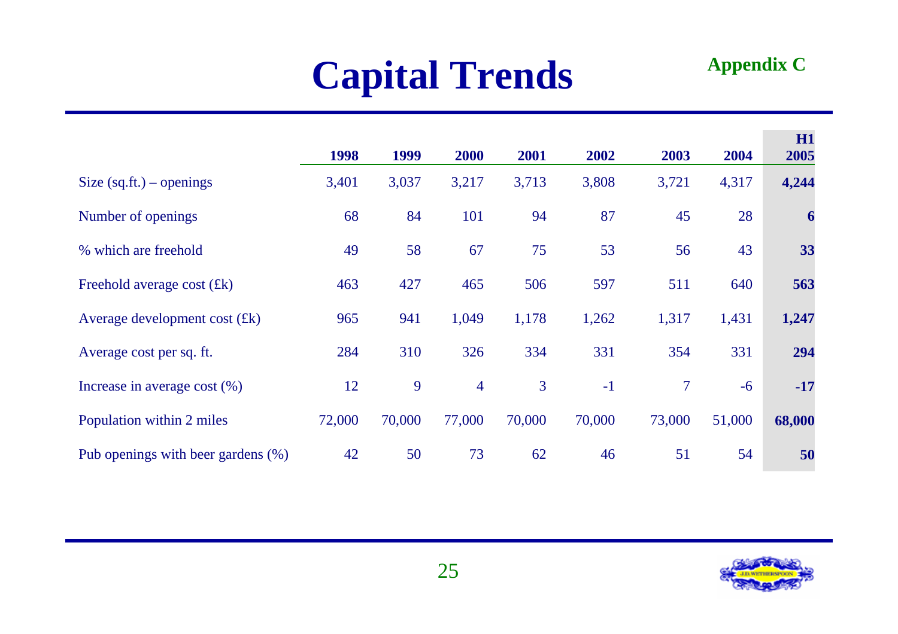# Capital Trends

**Appendix C**

| | 1998 | 1999 | 2000 | 2001 | 2002 | 2003 | 2004 | H1 2005 |
|---|---|---|---|---|---|---|---|---|
| Size (sq.ft.) – openings | 3,401 | 3,037 | 3,217 | 3,713 | 3,808 | 3,721 | 4,317 | **4,244** |
| Number of openings | 68 | 84 | 101 | 94 | 87 | 45 | 28 | **6** |
| % which are freehold | 49 | 58 | 67 | 75 | 53 | 56 | 43 | **33** |
| Freehold average cost (£k) | 463 | 427 | 465 | 506 | 597 | 511 | 640 | **563** |
| Average development cost (£k) | 965 | 941 | 1,049 | 1,178 | 1,262 | 1,317 | 1,431 | **1,247** |
| Average cost per sq. ft. | 284 | 310 | 326 | 334 | 331 | 354 | 331 | **294** |
| Increase in average cost (%) | 12 | 9 | 4 | 3 | -1 | 7 | -6 | **-17** |
| Population within 2 miles | 72,000 | 70,000 | 77,000 | 70,000 | 70,000 | 73,000 | 51,000 | **68,000** |
| Pub openings with beer gardens (%) | 42 | 50 | 73 | 62 | 46 | 51 | 54 | **50** |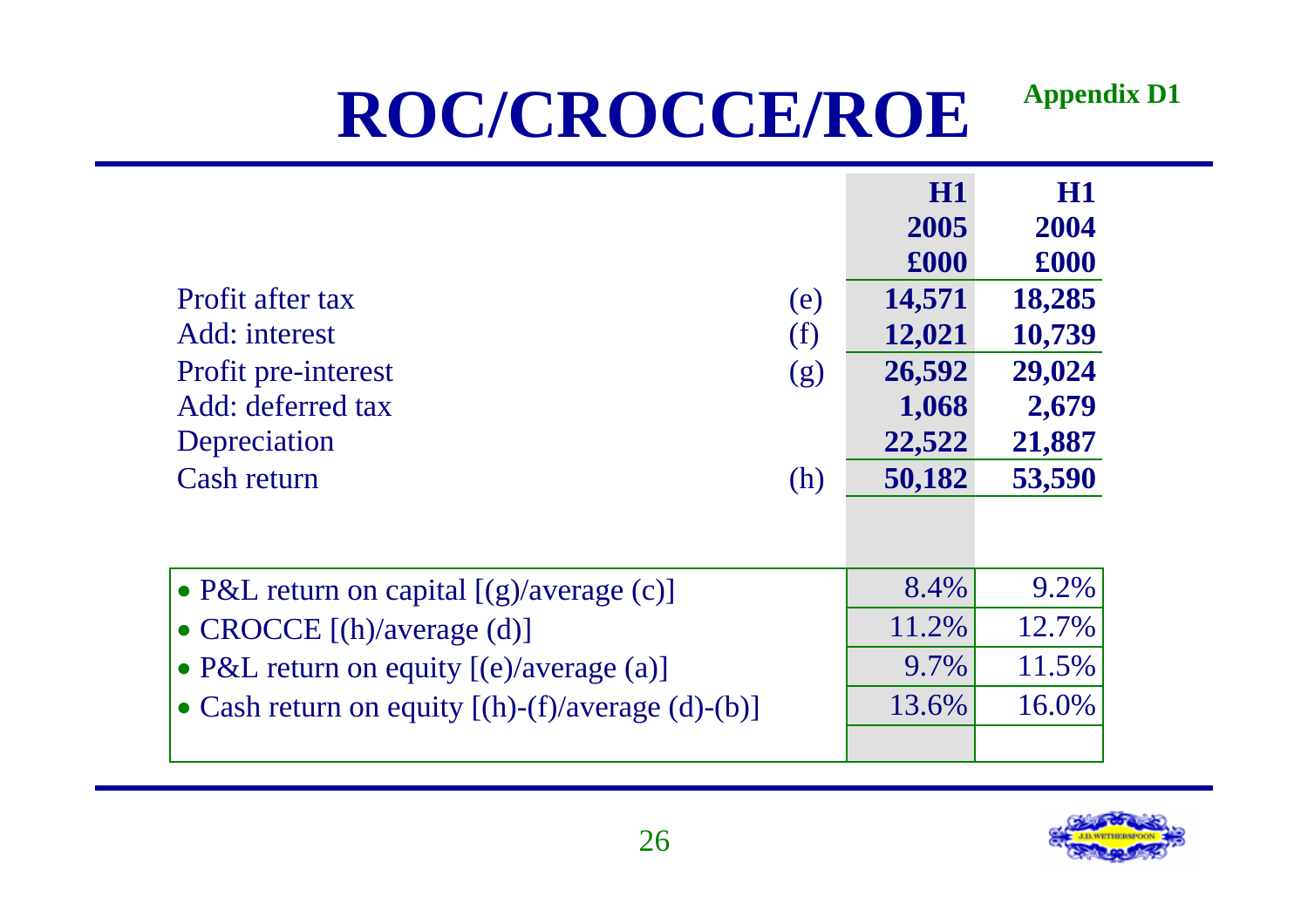# ROC/CROCCE/ROE

Appendix D1

| | | H1 2005 £000 | H1 2004 £000 |
|---|---|---|---|
| Profit after tax | (e) | **14,571** | **18,285** |
| Add: interest | (f) | **12,021** | **10,739** |
| Profit pre-interest | (g) | **26,592** | **29,024** |
| Add: deferred tax | | **1,068** | **2,679** |
| Depreciation | | **22,522** | **21,887** |
| Cash return | (h) | **50,182** | **53,590** |

| | H1 2005 | H1 2004 |
|---|---|---|
| • P&L return on capital [(g)/average (c)] | 8.4% | 9.2% |
| • CROCCE [(h)/average (d)] | 11.2% | 12.7% |
| • P&L return on equity [(e)/average (a)] | 9.7% | 11.5% |
| • Cash return on equity [(h)-(f)/average (d)-(b)] | 13.6% | 16.0% |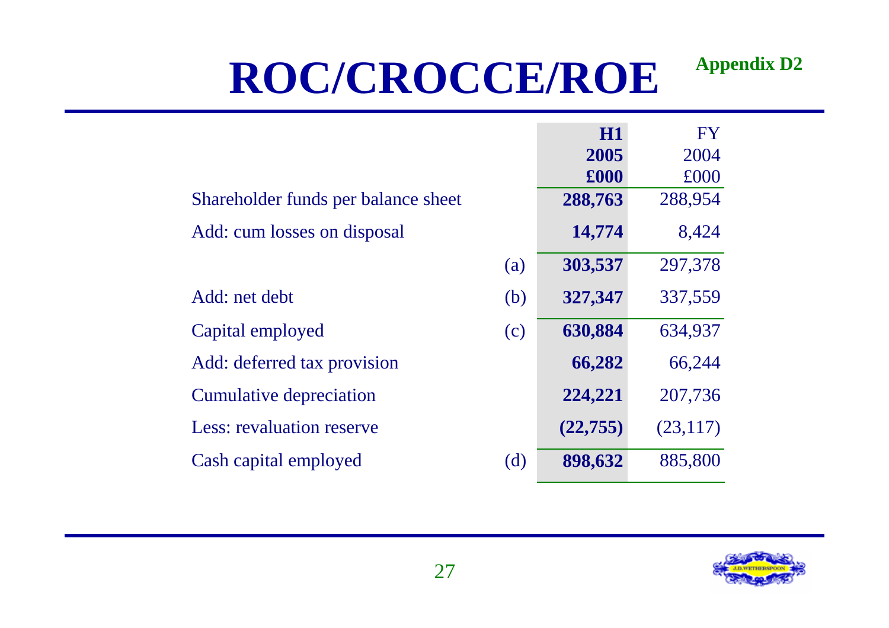# ROC/CROCCE/ROE

**Appendix D2**

| | | **H1 2005 £000** | FY 2004 £000 |
|---|---|---|---|
| Shareholder funds per balance sheet | | **288,763** | 288,954 |
| Add: cum losses on disposal | | **14,774** | 8,424 |
| | (a) | **303,537** | 297,378 |
| Add: net debt | (b) | **327,347** | 337,559 |
| Capital employed | (c) | **630,884** | 634,937 |
| Add: deferred tax provision | | **66,282** | 66,244 |
| Cumulative depreciation | | **224,221** | 207,736 |
| Less: revaluation reserve | | **(22,755)** | (23,117) |
| Cash capital employed | (d) | **898,632** | 885,800 |